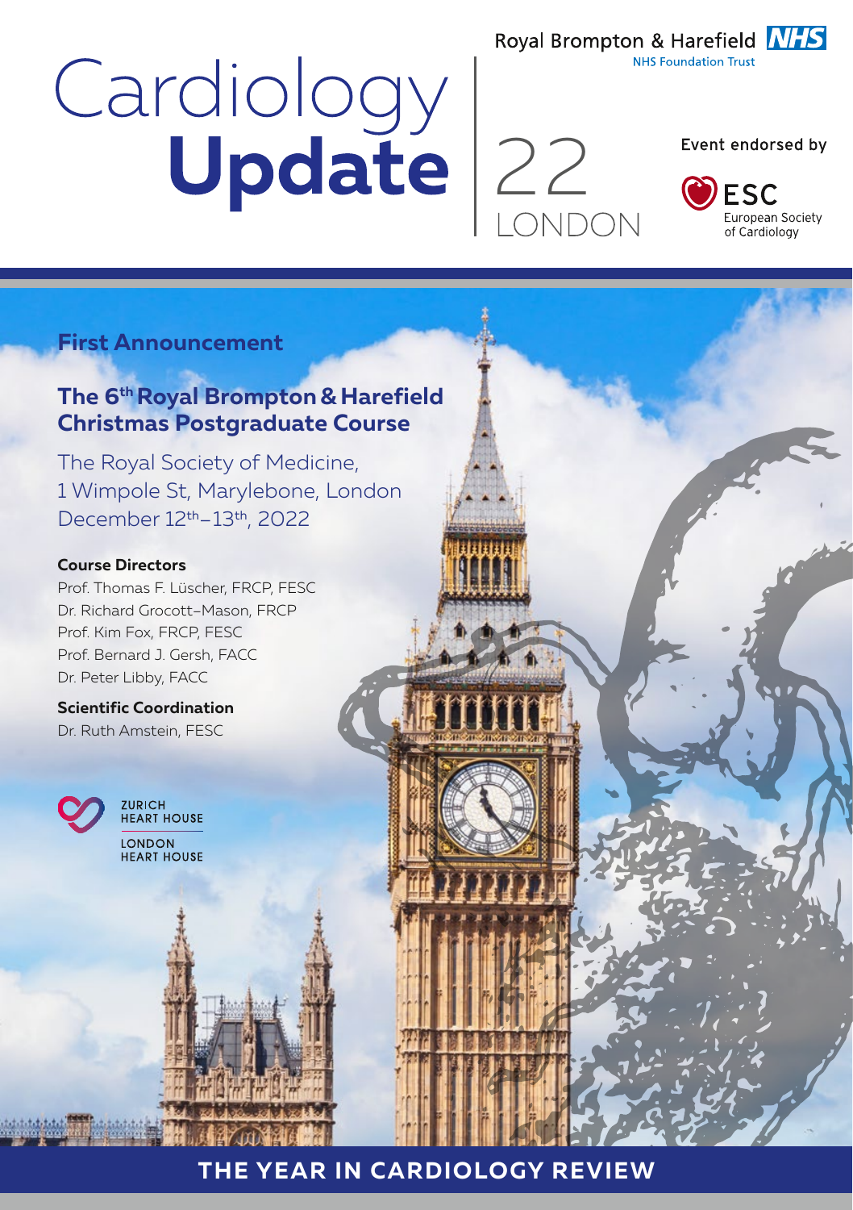Royal Brompton & Harefield NHS
NHS Foundation Trust

# Cardiology Update 22 LONDON

Event endorsed by ESC European Society of Cardiology

## First Announcement

## The 6th Royal Brompton & Harefield Christmas Postgraduate Course

The Royal Society of Medicine,
1 Wimpole St, Marylebone, London
December 12th–13th, 2022

**Course Directors**

Prof. Thomas F. Lüscher, FRCP, FESC
Dr. Richard Grocott-Mason, FRCP
Prof. Kim Fox, FRCP, FESC
Prof. Bernard J. Gersh, FACC
Dr. Peter Libby, FACC

**Scientific Coordination**

Dr. Ruth Amstein, FESC

ZURICH HEART HOUSE
LONDON HEART HOUSE

## THE YEAR IN CARDIOLOGY REVIEW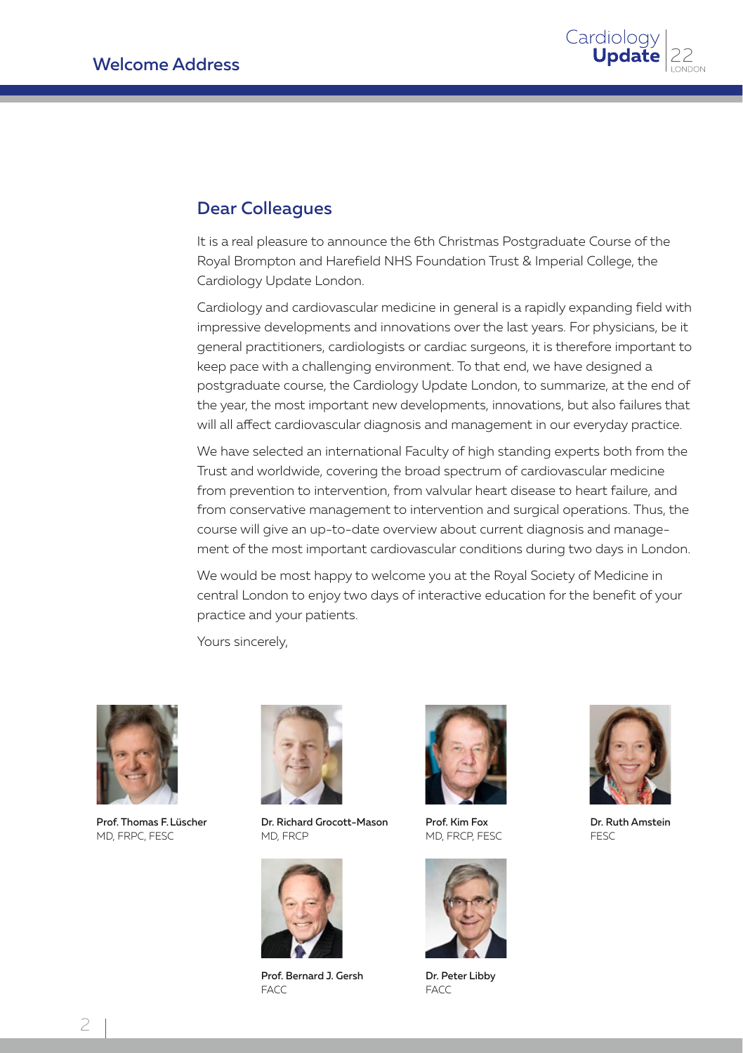# Welcome Address

## Dear Colleagues

It is a real pleasure to announce the 6th Christmas Postgraduate Course of the Royal Brompton and Harefield NHS Foundation Trust & Imperial College, the Cardiology Update London.

Cardiology and cardiovascular medicine in general is a rapidly expanding field with impressive developments and innovations over the last years. For physicians, be it general practitioners, cardiologists or cardiac surgeons, it is therefore important to keep pace with a challenging environment. To that end, we have designed a postgraduate course, the Cardiology Update London, to summarize, at the end of the year, the most important new developments, innovations, but also failures that will all affect cardiovascular diagnosis and management in our everyday practice.

We have selected an international Faculty of high standing experts both from the Trust and worldwide, covering the broad spectrum of cardiovascular medicine from prevention to intervention, from valvular heart disease to heart failure, and from conservative management to intervention and surgical operations. Thus, the course will give an up-to-date overview about current diagnosis and management of the most important cardiovascular conditions during two days in London.

We would be most happy to welcome you at the Royal Society of Medicine in central London to enjoy two days of interactive education for the benefit of your practice and your patients.

Yours sincerely,

**Prof. Thomas F. Lüscher**
MD, FRPC, FESC

**Dr. Richard Grocott-Mason**
MD, FRCP

**Prof. Kim Fox**
MD, FRCP, FESC

**Dr. Ruth Amstein**
FESC

**Prof. Bernard J. Gersh**
FACC

**Dr. Peter Libby**
FACC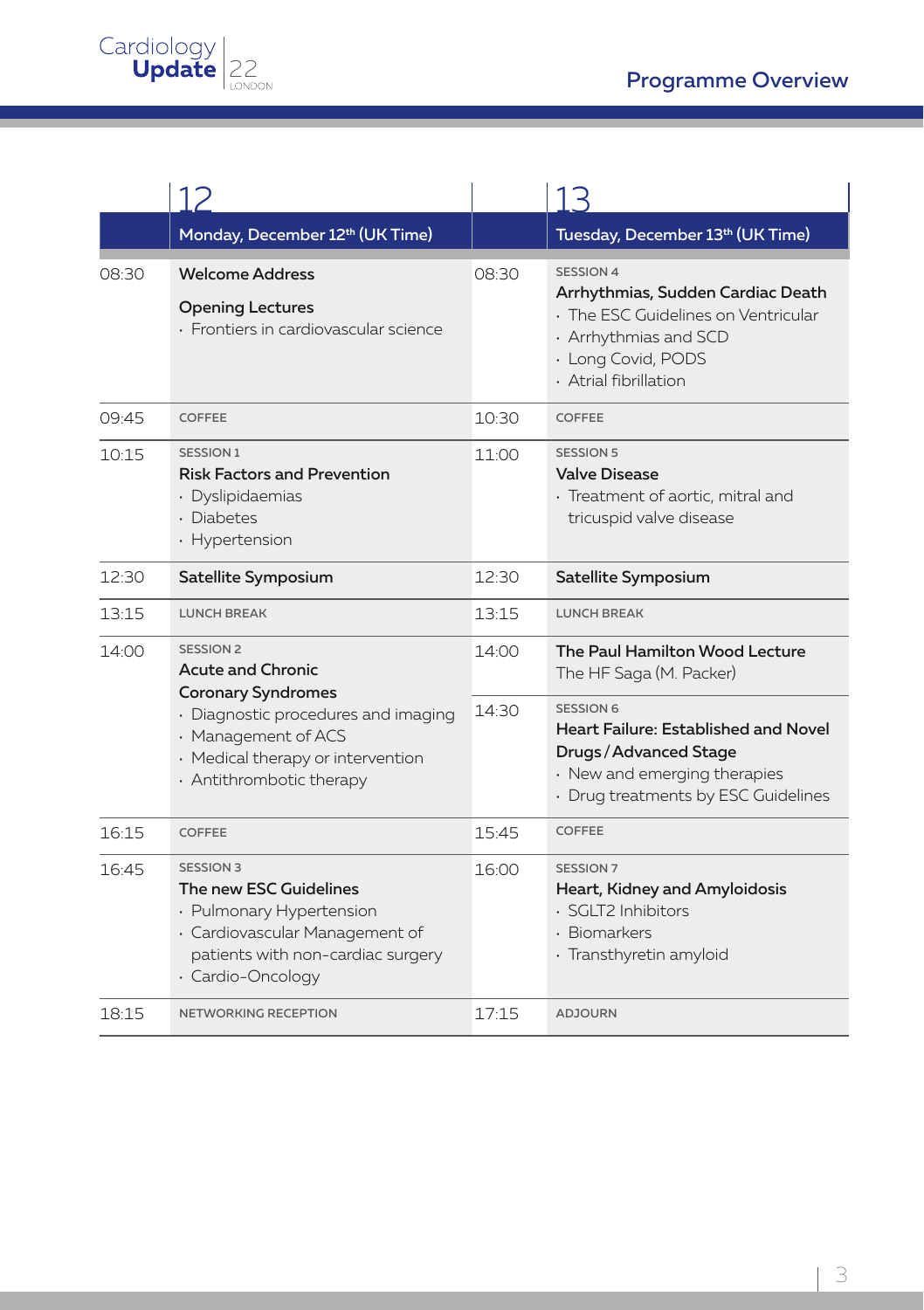# Programme Overview

| | 12 Monday, December 12th (UK Time) | | 13 Tuesday, December 13th (UK Time) |
|---|---|---|---|
| 08:30 | **Welcome Address**<br>**Opening Lectures**<br>· Frontiers in cardiovascular science | 08:30 | SESSION 4<br>**Arrhythmias, Sudden Cardiac Death**<br>· The ESC Guidelines on Ventricular<br>· Arrhythmias and SCD<br>· Long Covid, PODS<br>· Atrial fibrillation |
| 09:45 | COFFEE | 10:30 | COFFEE |
| 10:15 | SESSION 1<br>**Risk Factors and Prevention**<br>· Dyslipidaemias<br>· Diabetes<br>· Hypertension | 11:00 | SESSION 5<br>**Valve Disease**<br>· Treatment of aortic, mitral and tricuspid valve disease |
| 12:30 | **Satellite Symposium** | 12:30 | **Satellite Symposium** |
| 13:15 | LUNCH BREAK | 13:15 | LUNCH BREAK |
| 14:00 | SESSION 2<br>**Acute and Chronic Coronary Syndromes**<br>· Diagnostic procedures and imaging<br>· Management of ACS<br>· Medical therapy or intervention<br>· Antithrombotic therapy | 14:00 | **The Paul Hamilton Wood Lecture**<br>The HF Saga (M. Packer) |
| | | 14:30 | SESSION 6<br>**Heart Failure: Established and Novel Drugs / Advanced Stage**<br>· New and emerging therapies<br>· Drug treatments by ESC Guidelines |
| 16:15 | COFFEE | 15:45 | COFFEE |
| 16:45 | SESSION 3<br>**The new ESC Guidelines**<br>· Pulmonary Hypertension<br>· Cardiovascular Management of patients with non-cardiac surgery<br>· Cardio-Oncology | 16:00 | SESSION 7<br>**Heart, Kidney and Amyloidosis**<br>· SGLT2 Inhibitors<br>· Biomarkers<br>· Transthyretin amyloid |
| 18:15 | NETWORKING RECEPTION | 17:15 | ADJOURN |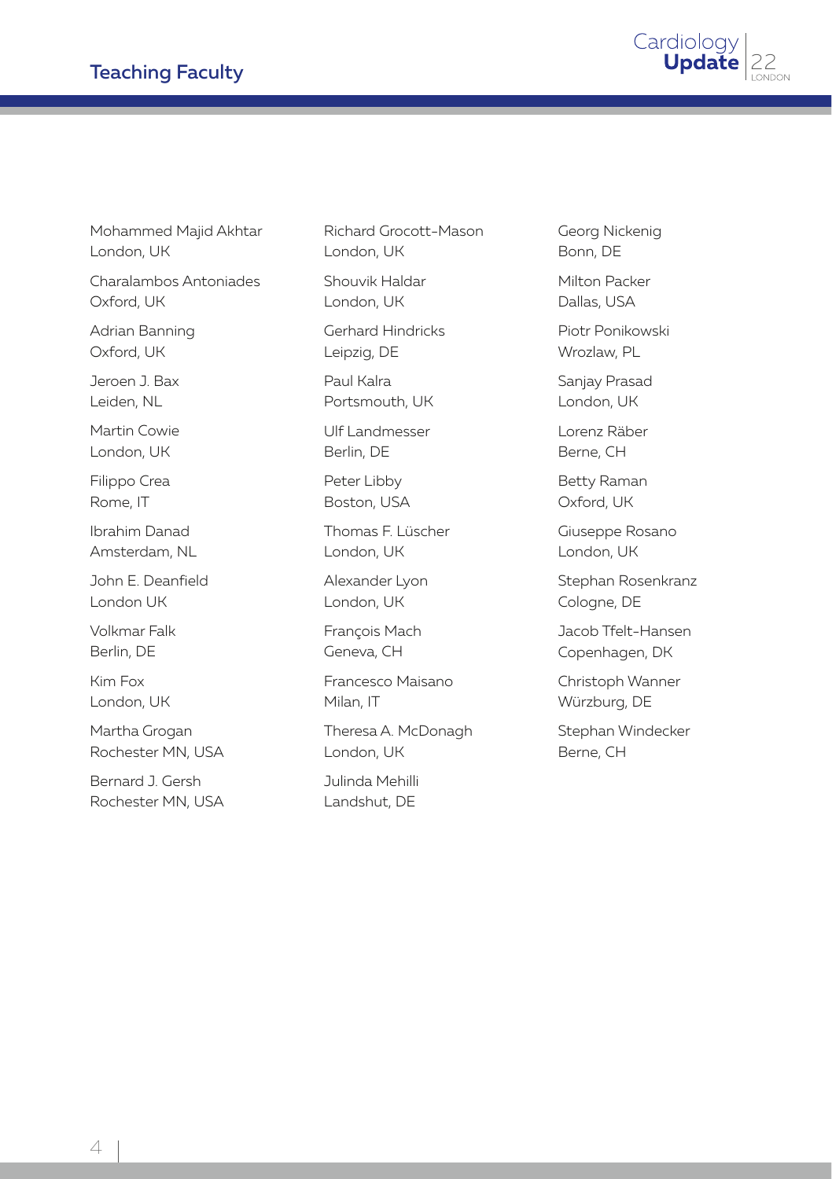# Teaching Faculty

Mohammed Majid Akhtar
London, UK

Charalambos Antoniades
Oxford, UK

Adrian Banning
Oxford, UK

Jeroen J. Bax
Leiden, NL

Martin Cowie
London, UK

Filippo Crea
Rome, IT

Ibrahim Danad
Amsterdam, NL

John E. Deanfield
London UK

Volkmar Falk
Berlin, DE

Kim Fox
London, UK

Martha Grogan
Rochester MN, USA

Bernard J. Gersh
Rochester MN, USA

Richard Grocott-Mason
London, UK

Shouvik Haldar
London, UK

Gerhard Hindricks
Leipzig, DE

Paul Kalra
Portsmouth, UK

Ulf Landmesser
Berlin, DE

Peter Libby
Boston, USA

Thomas F. Lüscher
London, UK

Alexander Lyon
London, UK

François Mach
Geneva, CH

Francesco Maisano
Milan, IT

Theresa A. McDonagh
London, UK

Julinda Mehilli
Landshut, DE

Georg Nickenig
Bonn, DE

Milton Packer
Dallas, USA

Piotr Ponikowski
Wrozlaw, PL

Sanjay Prasad
London, UK

Lorenz Räber
Berne, CH

Betty Raman
Oxford, UK

Giuseppe Rosano
London, UK

Stephan Rosenkranz
Cologne, DE

Jacob Tfelt-Hansen
Copenhagen, DK

Christoph Wanner
Würzburg, DE

Stephan Windecker
Berne, CH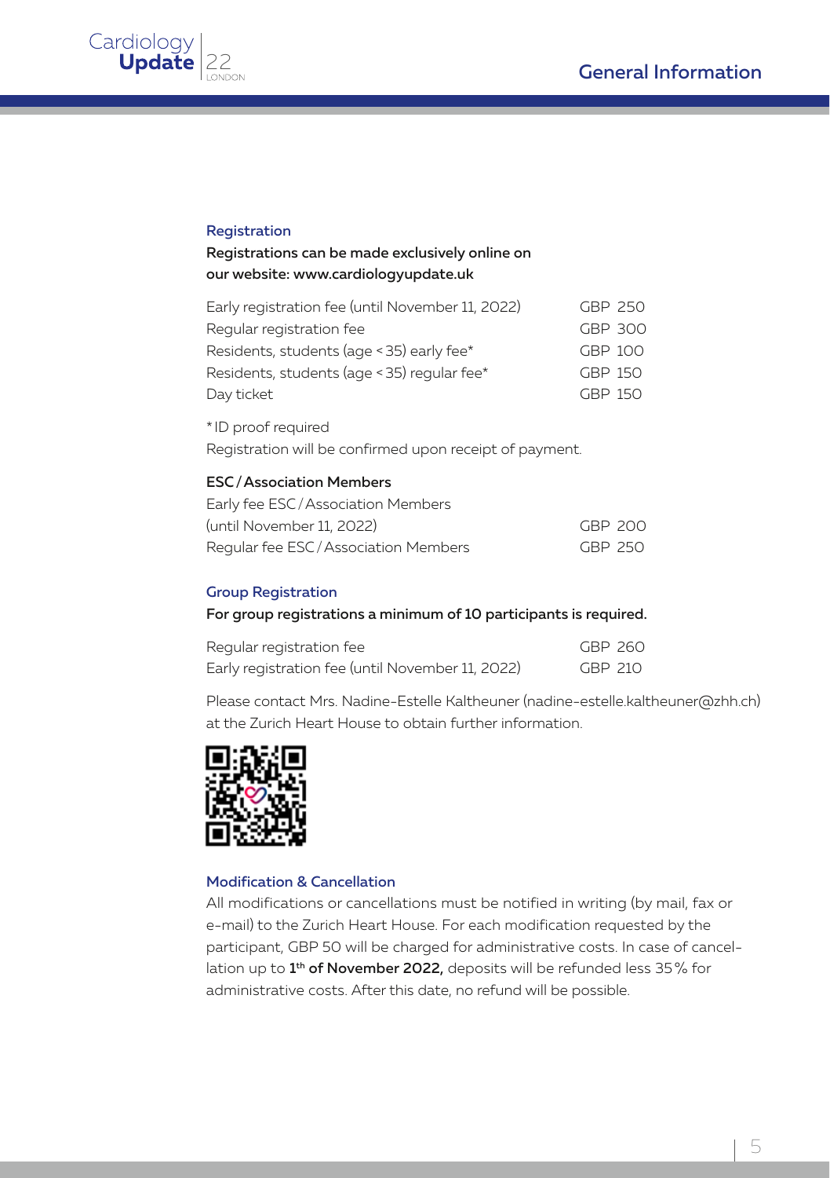## General Information

### Registration

**Registrations can be made exclusively online on our website: www.cardiologyupdate.uk**

| | |
|---|---|
| Early registration fee (until November 11, 2022) | GBP 250 |
| Regular registration fee | GBP 300 |
| Residents, students (age < 35) early fee* | GBP 100 |
| Residents, students (age < 35) regular fee* | GBP 150 |
| Day ticket | GBP 150 |

*ID proof required

Registration will be confirmed upon receipt of payment.

**ESC / Association Members**

| | |
|---|---|
| Early fee ESC / Association Members (until November 11, 2022) | GBP 200 |
| Regular fee ESC / Association Members | GBP 250 |

### Group Registration

**For group registrations a minimum of 10 participants is required.**

| | |
|---|---|
| Regular registration fee | GBP 260 |
| Early registration fee (until November 11, 2022) | GBP 210 |

Please contact Mrs. Nadine-Estelle Kaltheuner (nadine-estelle.kaltheuner@zhh.ch) at the Zurich Heart House to obtain further information.

### Modification & Cancellation

All modifications or cancellations must be notified in writing (by mail, fax or e-mail) to the Zurich Heart House. For each modification requested by the participant, GBP 50 will be charged for administrative costs. In case of cancellation up to **1th of November 2022,** deposits will be refunded less 35 % for administrative costs. After this date, no refund will be possible.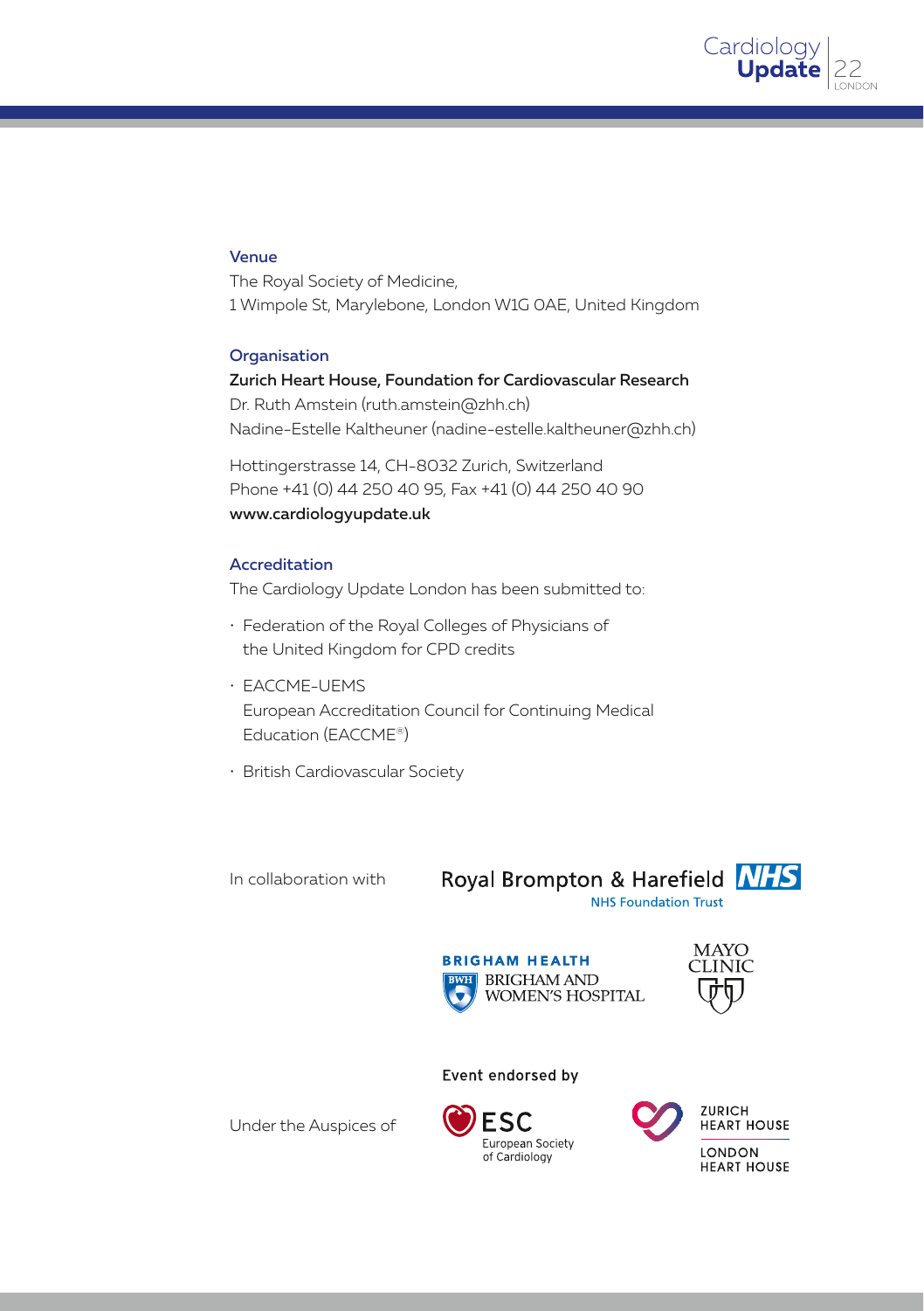### Venue

The Royal Society of Medicine,
1 Wimpole St, Marylebone, London W1G 0AE, United Kingdom

### Organisation

**Zurich Heart House, Foundation for Cardiovascular Research**
Dr. Ruth Amstein (ruth.amstein@zhh.ch)
Nadine-Estelle Kaltheuner (nadine-estelle.kaltheuner@zhh.ch)

Hottingerstrasse 14, CH-8032 Zurich, Switzerland
Phone +41 (0) 44 250 40 95, Fax +41 (0) 44 250 40 90
**www.cardiologyupdate.uk**

### Accreditation

The Cardiology Update London has been submitted to:

- Federation of the Royal Colleges of Physicians of the United Kingdom for CPD credits
- EACCME-UEMS
  European Accreditation Council for Continuing Medical Education (EACCME®)
- British Cardiovascular Society

In collaboration with

Royal Brompton & Harefield NHS
NHS Foundation Trust

BRIGHAM HEALTH
BWH BRIGHAM AND WOMEN'S HOSPITAL

MAYO CLINIC

Event endorsed by

Under the Auspices of

ESC European Society of Cardiology

ZURICH HEART HOUSE
LONDON HEART HOUSE